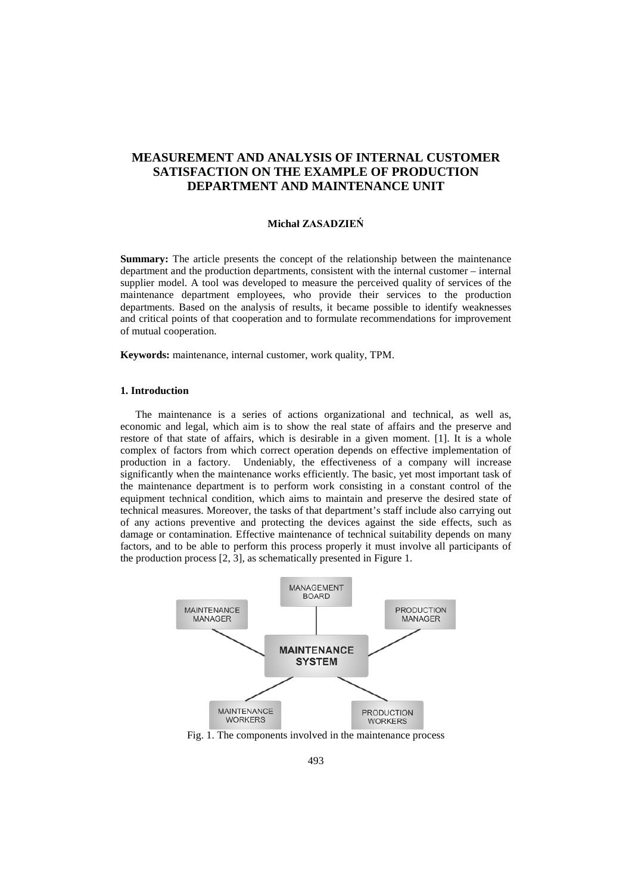# MEASUREMENT AND ANALYSIS OF INTERNAL CUSTOMER SATISFACTION ON THE EXAMPLE OF PRODUCTION DEPARTMENT AND MAINTENANCE UNIT

**Michał ZASADZIEŃ**

**Summary:** The article presents the concept of the relationship between the maintenance department and the production departments, consistent with the internal customer – internal supplier model. A tool was developed to measure the perceived quality of services of the maintenance department employees, who provide their services to the production departments. Based on the analysis of results, it became possible to identify weaknesses and critical points of that cooperation and to formulate recommendations for improvement of mutual cooperation.

**Keywords:** maintenance, internal customer, work quality, TPM.

## 1. Introduction

The maintenance is a series of actions organizational and technical, as well as, economic and legal, which aim is to show the real state of affairs and the preserve and restore of that state of affairs, which is desirable in a given moment. [1]. It is a whole complex of factors from which correct operation depends on effective implementation of production in a factory. Undeniably, the effectiveness of a company will increase significantly when the maintenance works efficiently. The basic, yet most important task of the maintenance department is to perform work consisting in a constant control of the equipment technical condition, which aims to maintain and preserve the desired state of technical measures. Moreover, the tasks of that department's staff include also carrying out of any actions preventive and protecting the devices against the side effects, such as damage or contamination. Effective maintenance of technical suitability depends on many factors, and to be able to perform this process properly it must involve all participants of the production process [2, 3], as schematically presented in Figure 1.

MANAGEMENT BOARD

MAINTENANCE MANAGER

PRODUCTION MANAGER

MAINTENANCE SYSTEM

MAINTENANCE WORKERS

PRODUCTION WORKERS

Fig. 1. The components involved in the maintenance process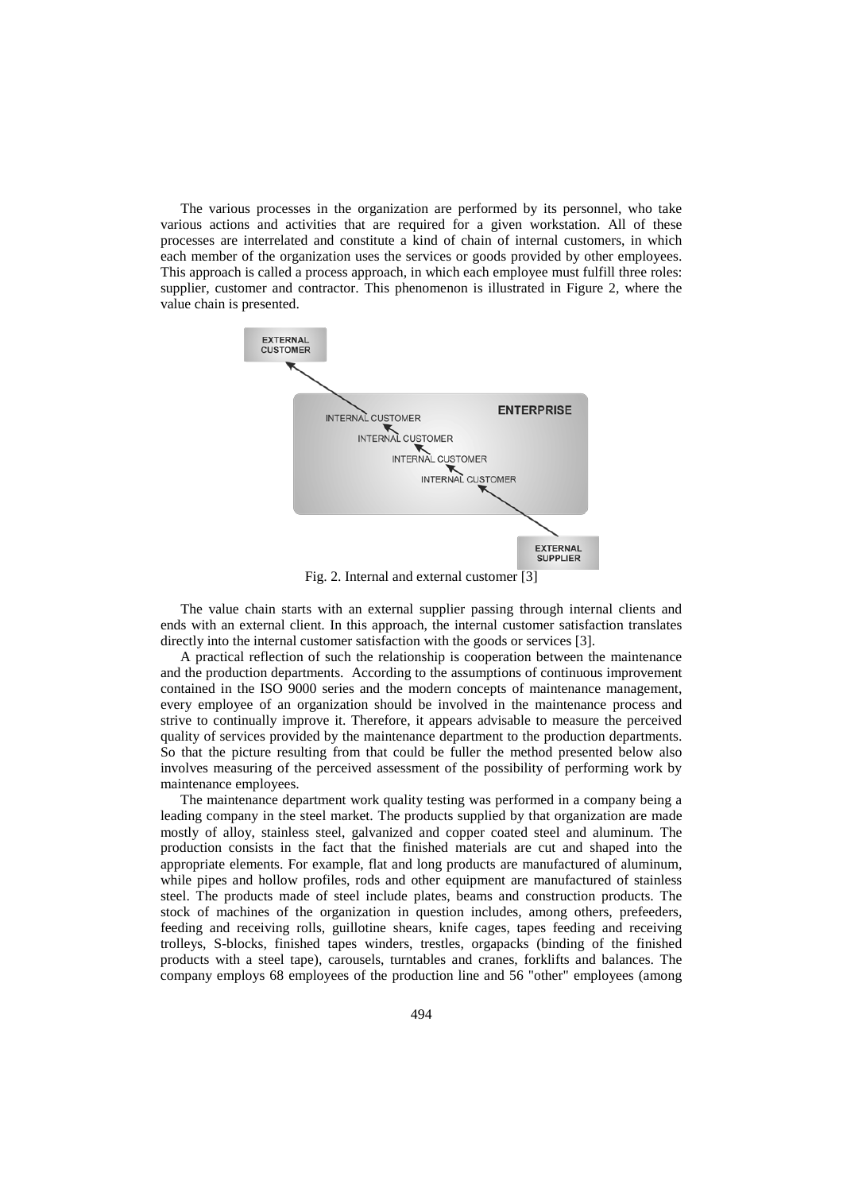The various processes in the organization are performed by its personnel, who take various actions and activities that are required for a given workstation. All of these processes are interrelated and constitute a kind of chain of internal customers, in which each member of the organization uses the services or goods provided by other employees. This approach is called a process approach, in which each employee must fulfill three roles: supplier, customer and contractor. This phenomenon is illustrated in Figure 2, where the value chain is presented.

Fig. 2. Internal and external customer [3]

The value chain starts with an external supplier passing through internal clients and ends with an external client. In this approach, the internal customer satisfaction translates directly into the internal customer satisfaction with the goods or services [3].

A practical reflection of such the relationship is cooperation between the maintenance and the production departments. According to the assumptions of continuous improvement contained in the ISO 9000 series and the modern concepts of maintenance management, every employee of an organization should be involved in the maintenance process and strive to continually improve it. Therefore, it appears advisable to measure the perceived quality of services provided by the maintenance department to the production departments. So that the picture resulting from that could be fuller the method presented below also involves measuring of the perceived assessment of the possibility of performing work by maintenance employees.

The maintenance department work quality testing was performed in a company being a leading company in the steel market. The products supplied by that organization are made mostly of alloy, stainless steel, galvanized and copper coated steel and aluminum. The production consists in the fact that the finished materials are cut and shaped into the appropriate elements. For example, flat and long products are manufactured of aluminum, while pipes and hollow profiles, rods and other equipment are manufactured of stainless steel. The products made of steel include plates, beams and construction products. The stock of machines of the organization in question includes, among others, prefeeders, feeding and receiving rolls, guillotine shears, knife cages, tapes feeding and receiving trolleys, S-blocks, finished tapes winders, trestles, orgapacks (binding of the finished products with a steel tape), carousels, turntables and cranes, forklifts and balances. The company employs 68 employees of the production line and 56 "other" employees (among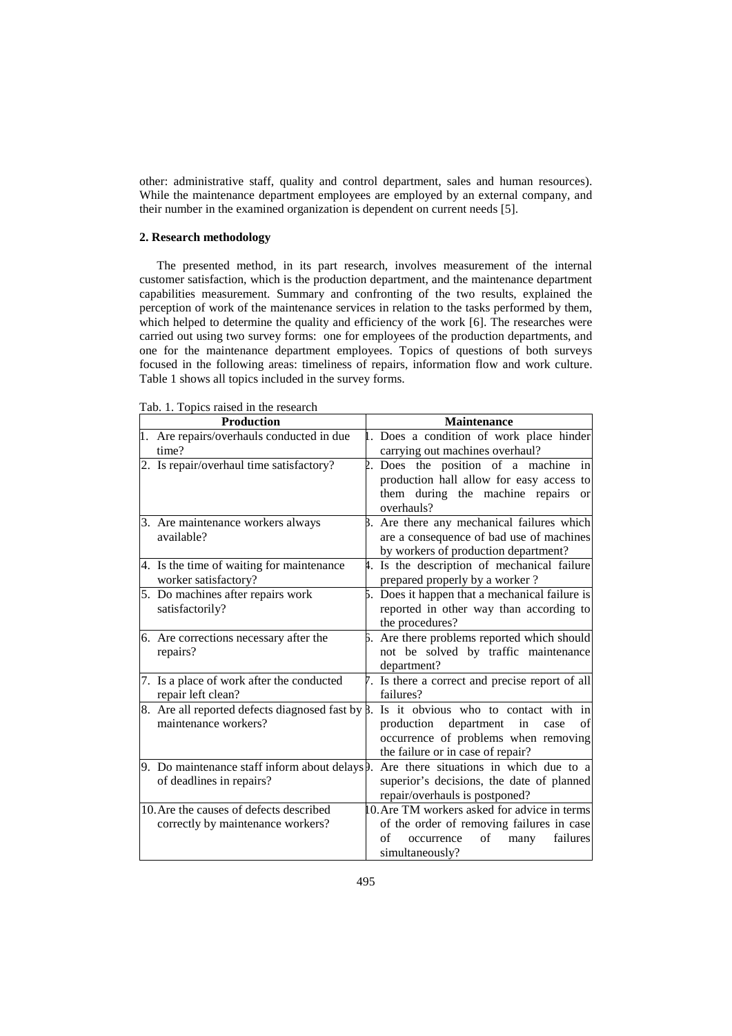other: administrative staff, quality and control department, sales and human resources). While the maintenance department employees are employed by an external company, and their number in the examined organization is dependent on current needs [5].

## 2. Research methodology

The presented method, in its part research, involves measurement of the internal customer satisfaction, which is the production department, and the maintenance department capabilities measurement. Summary and confronting of the two results, explained the perception of work of the maintenance services in relation to the tasks performed by them, which helped to determine the quality and efficiency of the work [6]. The researches were carried out using two survey forms: one for employees of the production departments, and one for the maintenance department employees. Topics of questions of both surveys focused in the following areas: timeliness of repairs, information flow and work culture. Table 1 shows all topics included in the survey forms.

Tab. 1. Topics raised in the research

| Production | Maintenance |
|---|---|
| 1. Are repairs/overhauls conducted in due time? | 1. Does a condition of work place hinder carrying out machines overhaul? |
| 2. Is repair/overhaul time satisfactory? | 2. Does the position of a machine in production hall allow for easy access to them during the machine repairs or overhauls? |
| 3. Are maintenance workers always available? | 3. Are there any mechanical failures which are a consequence of bad use of machines by workers of production department? |
| 4. Is the time of waiting for maintenance worker satisfactory? | 4. Is the description of mechanical failure prepared properly by a worker ? |
| 5. Do machines after repairs work satisfactorily? | 5. Does it happen that a mechanical failure is reported in other way than according to the procedures? |
| 6. Are corrections necessary after the repairs? | 6. Are there problems reported which should not be solved by traffic maintenance department? |
| 7. Is a place of work after the conducted repair left clean? | 7. Is there a correct and precise report of all failures? |
| 8. Are all reported defects diagnosed fast by maintenance workers? | 8. Is it obvious who to contact with in production department in case of occurrence of problems when removing the failure or in case of repair? |
| 9. Do maintenance staff inform about delays of deadlines in repairs? | 9. Are there situations in which due to a superior's decisions, the date of planned repair/overhauls is postponed? |
| 10. Are the causes of defects described correctly by maintenance workers? | 10. Are TM workers asked for advice in terms of the order of removing failures in case of occurrence of many failures simultaneously? |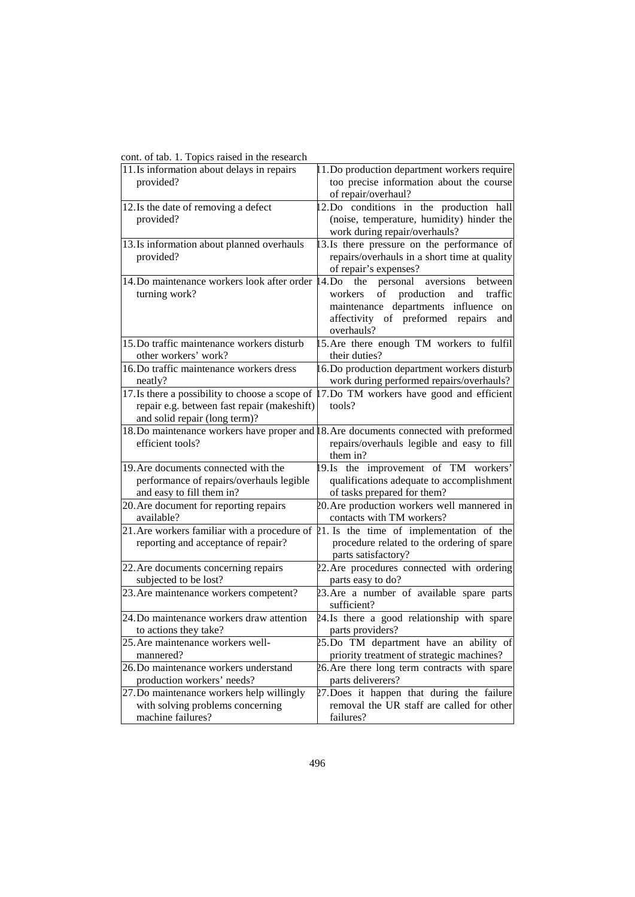cont. of tab. 1. Topics raised in the research

| | |
|---|---|
| 11. Is information about delays in repairs provided? | 11. Do production department workers require too precise information about the course of repair/overhaul? |
| 12. Is the date of removing a defect provided? | 12. Do conditions in the production hall (noise, temperature, humidity) hinder the work during repair/overhauls? |
| 13. Is information about planned overhauls provided? | 13. Is there pressure on the performance of repairs/overhauls in a short time at quality of repair's expenses? |
| 14. Do maintenance workers look after order turning work? | 14. Do the personal aversions between workers of production and traffic maintenance departments influence on affectivity of preformed repairs and overhauls? |
| 15. Do traffic maintenance workers disturb other workers' work? | 15. Are there enough TM workers to fulfil their duties? |
| 16. Do traffic maintenance workers dress neatly? | 16. Do production department workers disturb work during performed repairs/overhauls? |
| 17. Is there a possibility to choose a scope of repair e.g. between fast repair (makeshift) and solid repair (long term)? | 17. Do TM workers have good and efficient tools? |
| 18. Do maintenance workers have proper and efficient tools? | 18. Are documents connected with preformed repairs/overhauls legible and easy to fill them in? |
| 19. Are documents connected with the performance of repairs/overhauls legible and easy to fill them in? | 19. Is the improvement of TM workers' qualifications adequate to accomplishment of tasks prepared for them? |
| 20. Are document for reporting repairs available? | 20. Are production workers well mannered in contacts with TM workers? |
| 21. Are workers familiar with a procedure of reporting and acceptance of repair? | 21. Is the time of implementation of the procedure related to the ordering of spare parts satisfactory? |
| 22. Are documents concerning repairs subjected to be lost? | 22. Are procedures connected with ordering parts easy to do? |
| 23. Are maintenance workers competent? | 23. Are a number of available spare parts sufficient? |
| 24. Do maintenance workers draw attention to actions they take? | 24. Is there a good relationship with spare parts providers? |
| 25. Are maintenance workers well-mannered? | 25. Do TM department have an ability of priority treatment of strategic machines? |
| 26. Do maintenance workers understand production workers' needs? | 26. Are there long term contracts with spare parts deliverers? |
| 27. Do maintenance workers help willingly with solving problems concerning machine failures? | 27. Does it happen that during the failure removal the UR staff are called for other failures? |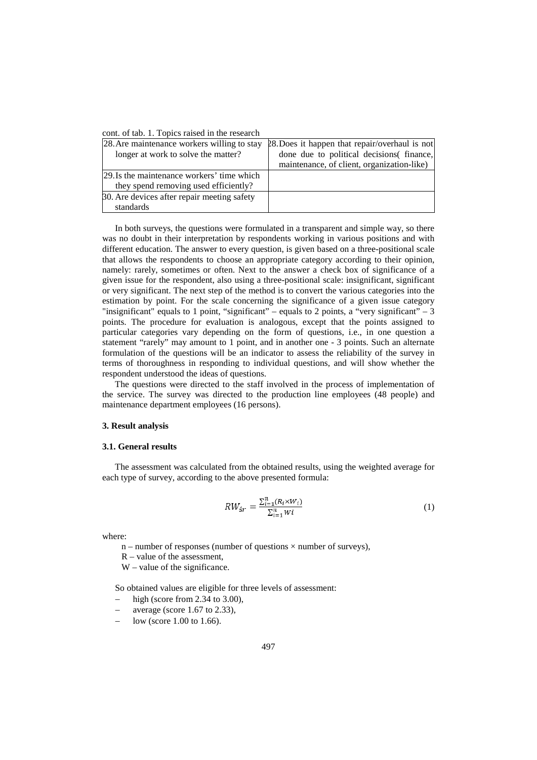cont. of tab. 1. Topics raised in the research

| | |
|---|---|
| 28. Are maintenance workers willing to stay longer at work to solve the matter? | 28. Does it happen that repair/overhaul is not done due to political decisions( finance, maintenance, of client, organization-like) |
| 29. Is the maintenance workers' time which they spend removing used efficiently? | |
| 30. Are devices after repair meeting safety standards | |

In both surveys, the questions were formulated in a transparent and simple way, so there was no doubt in their interpretation by respondents working in various positions and with different education. The answer to every question, is given based on a three-positional scale that allows the respondents to choose an appropriate category according to their opinion, namely: rarely, sometimes or often. Next to the answer a check box of significance of a given issue for the respondent, also using a three-positional scale: insignificant, significant or very significant. The next step of the method is to convert the various categories into the estimation by point. For the scale concerning the significance of a given issue category "insignificant" equals to 1 point, "significant" – equals to 2 points, a "very significant" – 3 points. The procedure for evaluation is analogous, except that the points assigned to particular categories vary depending on the form of questions, i.e., in one question a statement "rarely" may amount to 1 point, and in another one - 3 points. Such an alternate formulation of the questions will be an indicator to assess the reliability of the survey in terms of thoroughness in responding to individual questions, and will show whether the respondent understood the ideas of questions.

The questions were directed to the staff involved in the process of implementation of the service. The survey was directed to the production line employees (48 people) and maintenance department employees (16 persons).

### 3. Result analysis

#### 3.1. General results

The assessment was calculated from the obtained results, using the weighted average for each type of survey, according to the above presented formula:

$$RW_{śr} = \frac{\sum_{i=1}^{n}(R_i \times W_i)}{\sum_{i=1}^{n} Wi} \tag{1}$$

where:

- n – number of responses (number of questions × number of surveys),
- R – value of the assessment,
- W – value of the significance.

So obtained values are eligible for three levels of assessment:

- high (score from 2.34 to 3.00),
- average (score 1.67 to 2.33),
- low (score 1.00 to 1.66).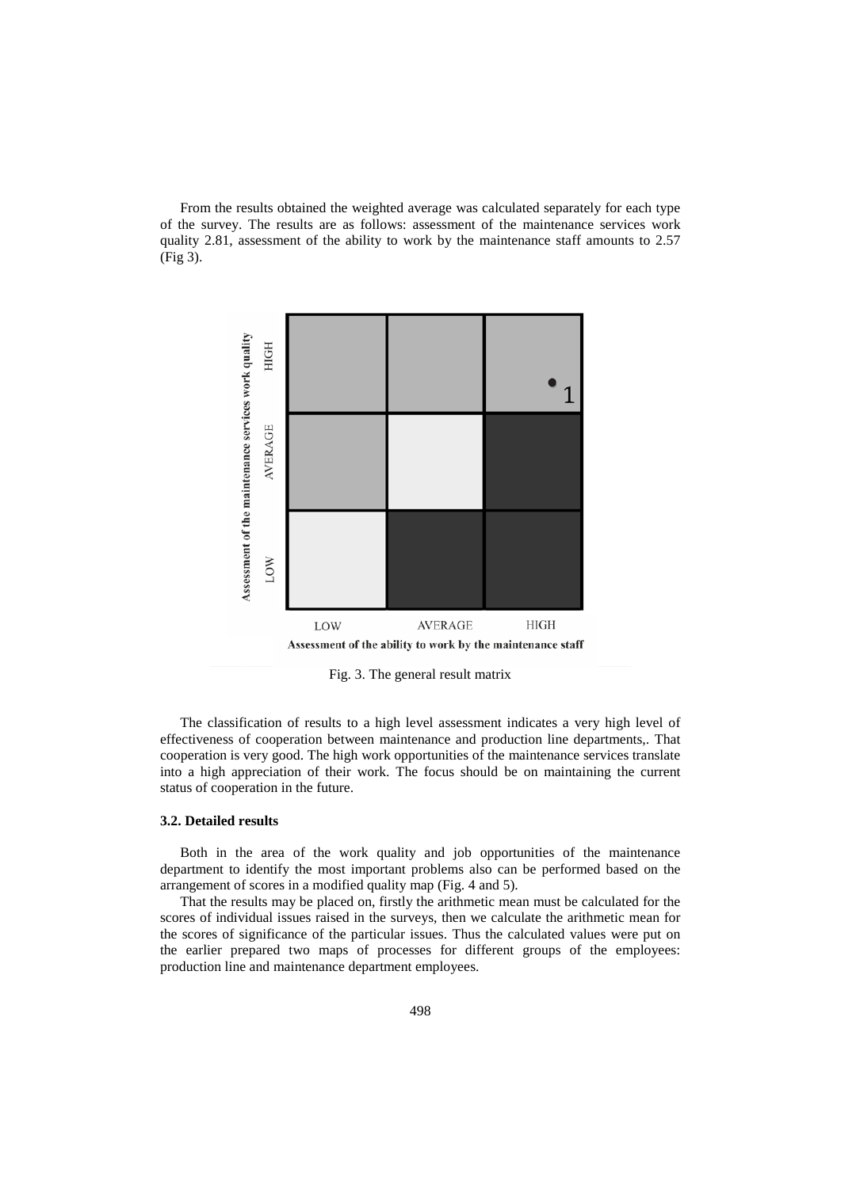From the results obtained the weighted average was calculated separately for each type of the survey. The results are as follows: assessment of the maintenance services work quality 2.81, assessment of the ability to work by the maintenance staff amounts to 2.57 (Fig 3).

Fig. 3. The general result matrix

The classification of results to a high level assessment indicates a very high level of effectiveness of cooperation between maintenance and production line departments,. That cooperation is very good. The high work opportunities of the maintenance services translate into a high appreciation of their work. The focus should be on maintaining the current status of cooperation in the future.

### 3.2. Detailed results

Both in the area of the work quality and job opportunities of the maintenance department to identify the most important problems also can be performed based on the arrangement of scores in a modified quality map (Fig. 4 and 5).

That the results may be placed on, firstly the arithmetic mean must be calculated for the scores of individual issues raised in the surveys, then we calculate the arithmetic mean for the scores of significance of the particular issues. Thus the calculated values were put on the earlier prepared two maps of processes for different groups of the employees: production line and maintenance department employees.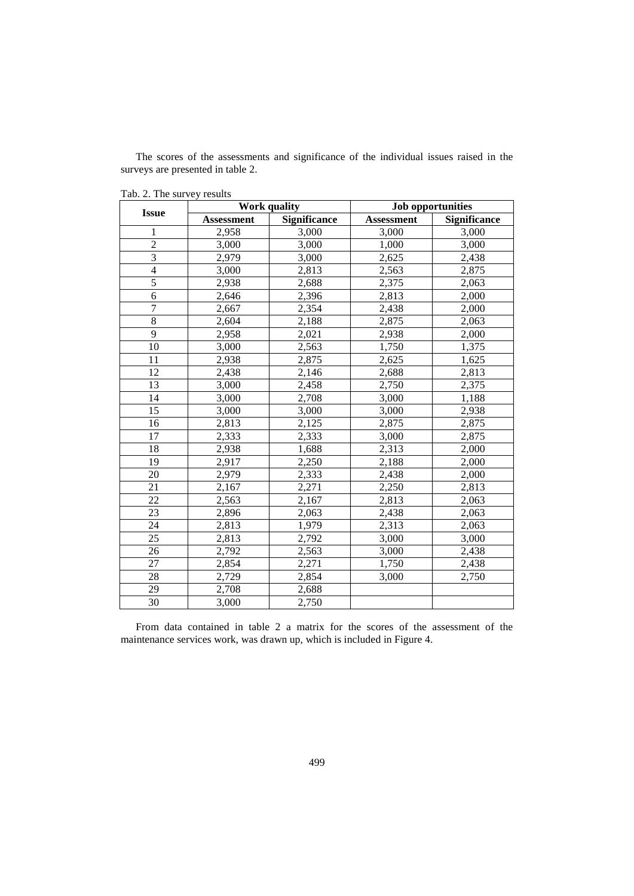The scores of the assessments and significance of the individual issues raised in the surveys are presented in table 2.

Tab. 2. The survey results

| Issue | Work quality | | Job opportunities | |
|---|---|---|---|---|
| | **Assessment** | **Significance** | **Assessment** | **Significance** |
| 1 | 2,958 | 3,000 | 3,000 | 3,000 |
| 2 | 3,000 | 3,000 | 1,000 | 3,000 |
| 3 | 2,979 | 3,000 | 2,625 | 2,438 |
| 4 | 3,000 | 2,813 | 2,563 | 2,875 |
| 5 | 2,938 | 2,688 | 2,375 | 2,063 |
| 6 | 2,646 | 2,396 | 2,813 | 2,000 |
| 7 | 2,667 | 2,354 | 2,438 | 2,000 |
| 8 | 2,604 | 2,188 | 2,875 | 2,063 |
| 9 | 2,958 | 2,021 | 2,938 | 2,000 |
| 10 | 3,000 | 2,563 | 1,750 | 1,375 |
| 11 | 2,938 | 2,875 | 2,625 | 1,625 |
| 12 | 2,438 | 2,146 | 2,688 | 2,813 |
| 13 | 3,000 | 2,458 | 2,750 | 2,375 |
| 14 | 3,000 | 2,708 | 3,000 | 1,188 |
| 15 | 3,000 | 3,000 | 3,000 | 2,938 |
| 16 | 2,813 | 2,125 | 2,875 | 2,875 |
| 17 | 2,333 | 2,333 | 3,000 | 2,875 |
| 18 | 2,938 | 1,688 | 2,313 | 2,000 |
| 19 | 2,917 | 2,250 | 2,188 | 2,000 |
| 20 | 2,979 | 2,333 | 2,438 | 2,000 |
| 21 | 2,167 | 2,271 | 2,250 | 2,813 |
| 22 | 2,563 | 2,167 | 2,813 | 2,063 |
| 23 | 2,896 | 2,063 | 2,438 | 2,063 |
| 24 | 2,813 | 1,979 | 2,313 | 2,063 |
| 25 | 2,813 | 2,792 | 3,000 | 3,000 |
| 26 | 2,792 | 2,563 | 3,000 | 2,438 |
| 27 | 2,854 | 2,271 | 1,750 | 2,438 |
| 28 | 2,729 | 2,854 | 3,000 | 2,750 |
| 29 | 2,708 | 2,688 | | |
| 30 | 3,000 | 2,750 | | |

From data contained in table 2 a matrix for the scores of the assessment of the maintenance services work, was drawn up, which is included in Figure 4.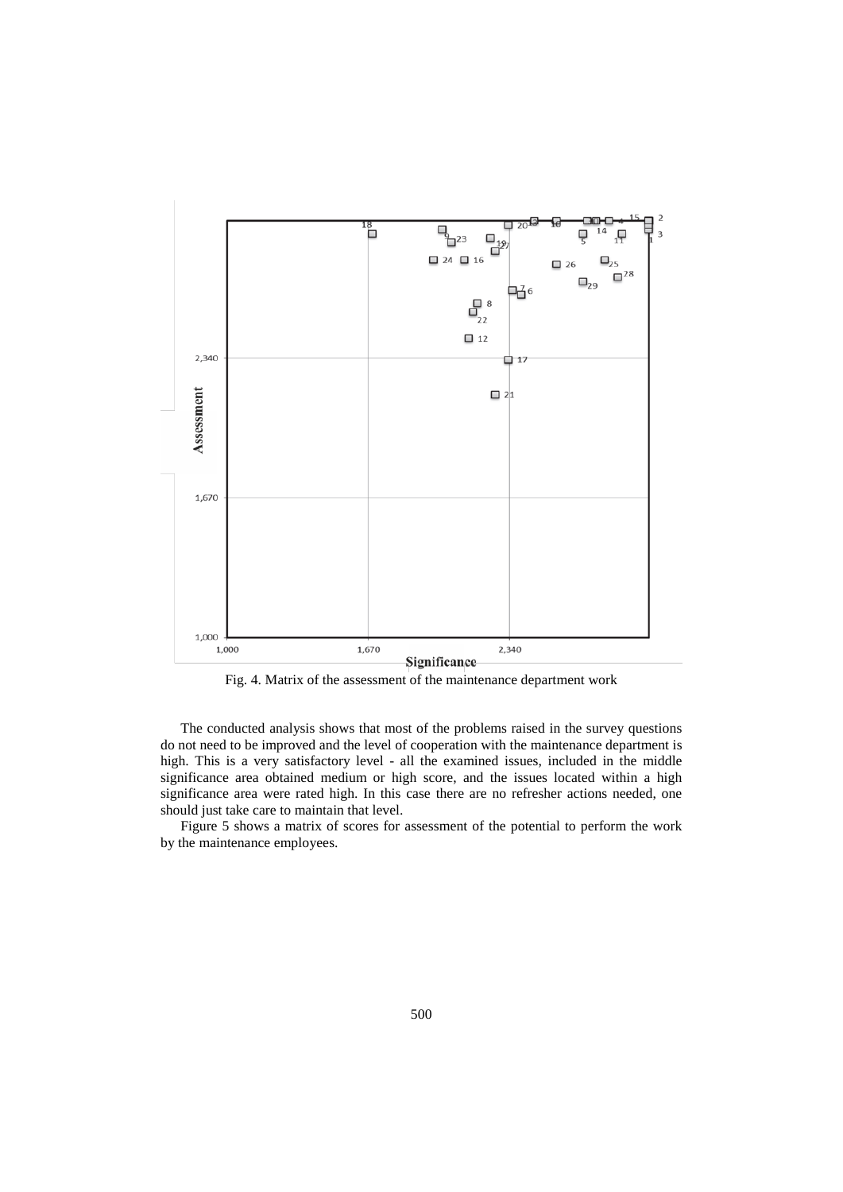Fig. 4. Matrix of the assessment of the maintenance department work

The conducted analysis shows that most of the problems raised in the survey questions do not need to be improved and the level of cooperation with the maintenance department is high. This is a very satisfactory level - all the examined issues, included in the middle significance area obtained medium or high score, and the issues located within a high significance area were rated high. In this case there are no refresher actions needed, one should just take care to maintain that level.

Figure 5 shows a matrix of scores for assessment of the potential to perform the work by the maintenance employees.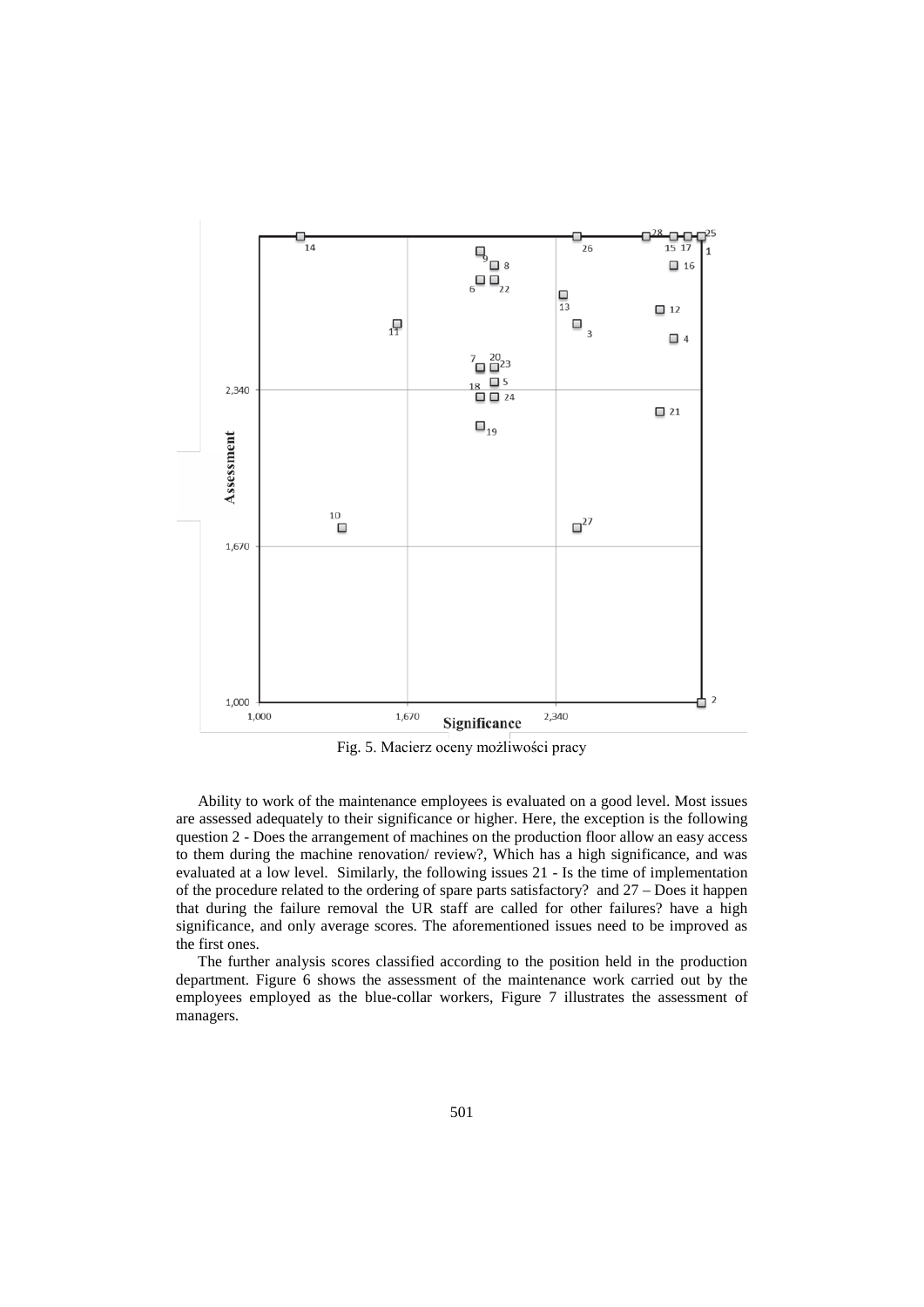Fig. 5. Macierz oceny możliwości pracy

Ability to work of the maintenance employees is evaluated on a good level. Most issues are assessed adequately to their significance or higher. Here, the exception is the following question 2 - Does the arrangement of machines on the production floor allow an easy access to them during the machine renovation/ review?, Which has a high significance, and was evaluated at a low level. Similarly, the following issues 21 - Is the time of implementation of the procedure related to the ordering of spare parts satisfactory? and 27 – Does it happen that during the failure removal the UR staff are called for other failures? have a high significance, and only average scores. The aforementioned issues need to be improved as the first ones.

The further analysis scores classified according to the position held in the production department. Figure 6 shows the assessment of the maintenance work carried out by the employees employed as the blue-collar workers, Figure 7 illustrates the assessment of managers.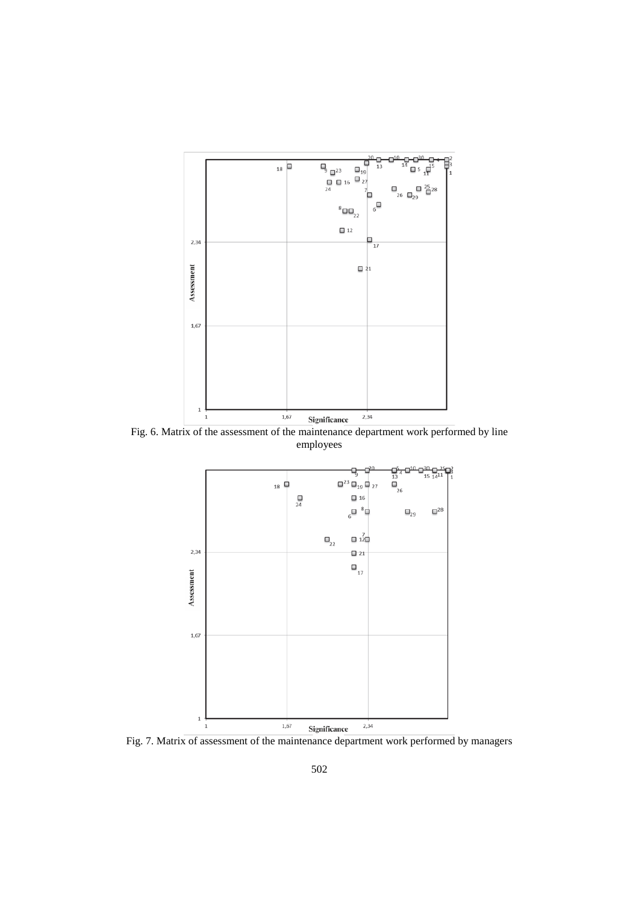Fig. 6. Matrix of the assessment of the maintenance department work performed by line employees

Fig. 7. Matrix of assessment of the maintenance department work performed by managers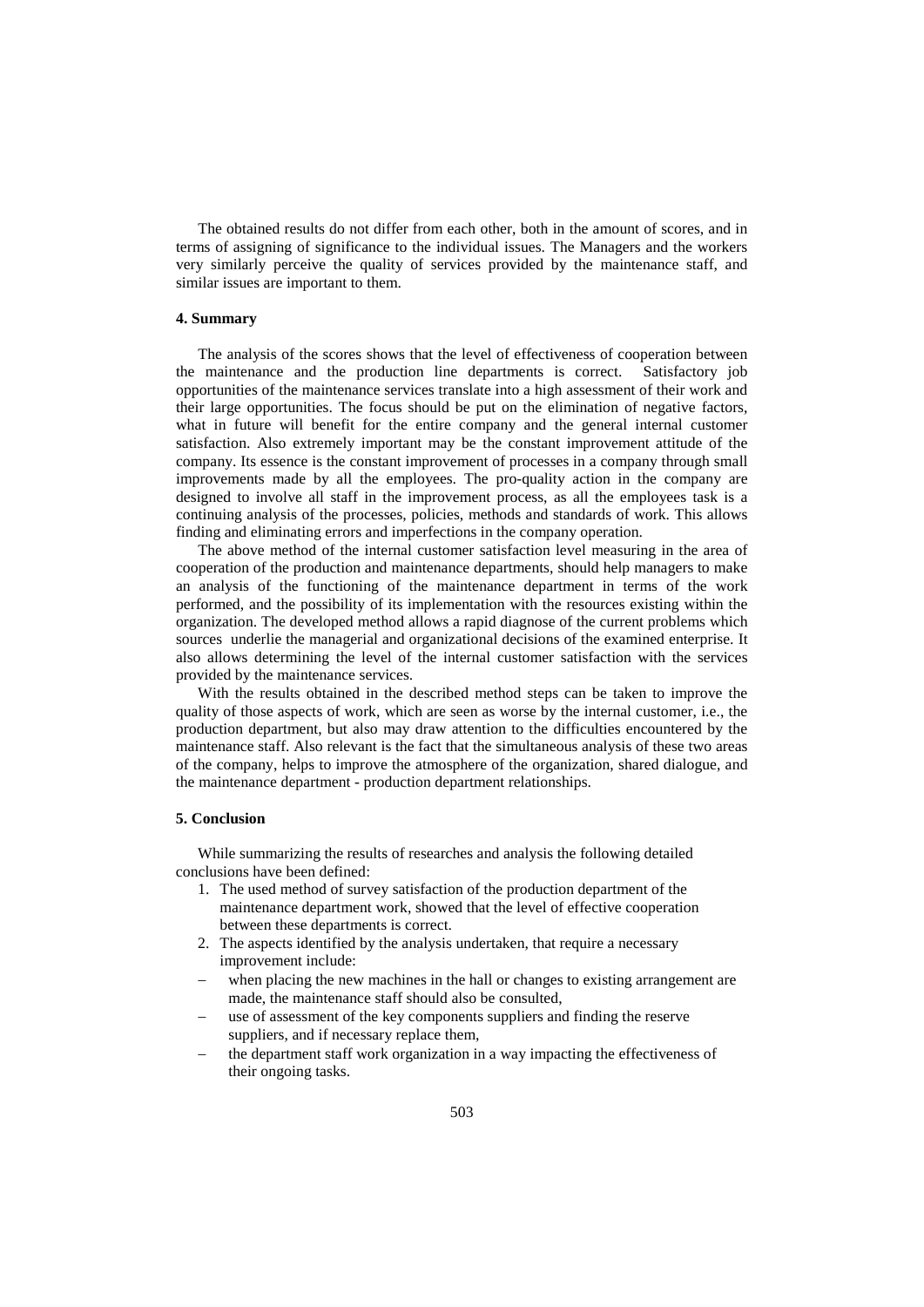The obtained results do not differ from each other, both in the amount of scores, and in terms of assigning of significance to the individual issues. The Managers and the workers very similarly perceive the quality of services provided by the maintenance staff, and similar issues are important to them.

### 4. Summary

The analysis of the scores shows that the level of effectiveness of cooperation between the maintenance and the production line departments is correct. Satisfactory job opportunities of the maintenance services translate into a high assessment of their work and their large opportunities. The focus should be put on the elimination of negative factors, what in future will benefit for the entire company and the general internal customer satisfaction. Also extremely important may be the constant improvement attitude of the company. Its essence is the constant improvement of processes in a company through small improvements made by all the employees. The pro-quality action in the company are designed to involve all staff in the improvement process, as all the employees task is a continuing analysis of the processes, policies, methods and standards of work. This allows finding and eliminating errors and imperfections in the company operation.

The above method of the internal customer satisfaction level measuring in the area of cooperation of the production and maintenance departments, should help managers to make an analysis of the functioning of the maintenance department in terms of the work performed, and the possibility of its implementation with the resources existing within the organization. The developed method allows a rapid diagnose of the current problems which sources underlie the managerial and organizational decisions of the examined enterprise. It also allows determining the level of the internal customer satisfaction with the services provided by the maintenance services.

With the results obtained in the described method steps can be taken to improve the quality of those aspects of work, which are seen as worse by the internal customer, i.e., the production department, but also may draw attention to the difficulties encountered by the maintenance staff. Also relevant is the fact that the simultaneous analysis of these two areas of the company, helps to improve the atmosphere of the organization, shared dialogue, and the maintenance department - production department relationships.

### 5. Conclusion

While summarizing the results of researches and analysis the following detailed conclusions have been defined:

1. The used method of survey satisfaction of the production department of the maintenance department work, showed that the level of effective cooperation between these departments is correct.
2. The aspects identified by the analysis undertaken, that require a necessary improvement include:
   - when placing the new machines in the hall or changes to existing arrangement are made, the maintenance staff should also be consulted,
   - use of assessment of the key components suppliers and finding the reserve suppliers, and if necessary replace them,
   - the department staff work organization in a way impacting the effectiveness of their ongoing tasks.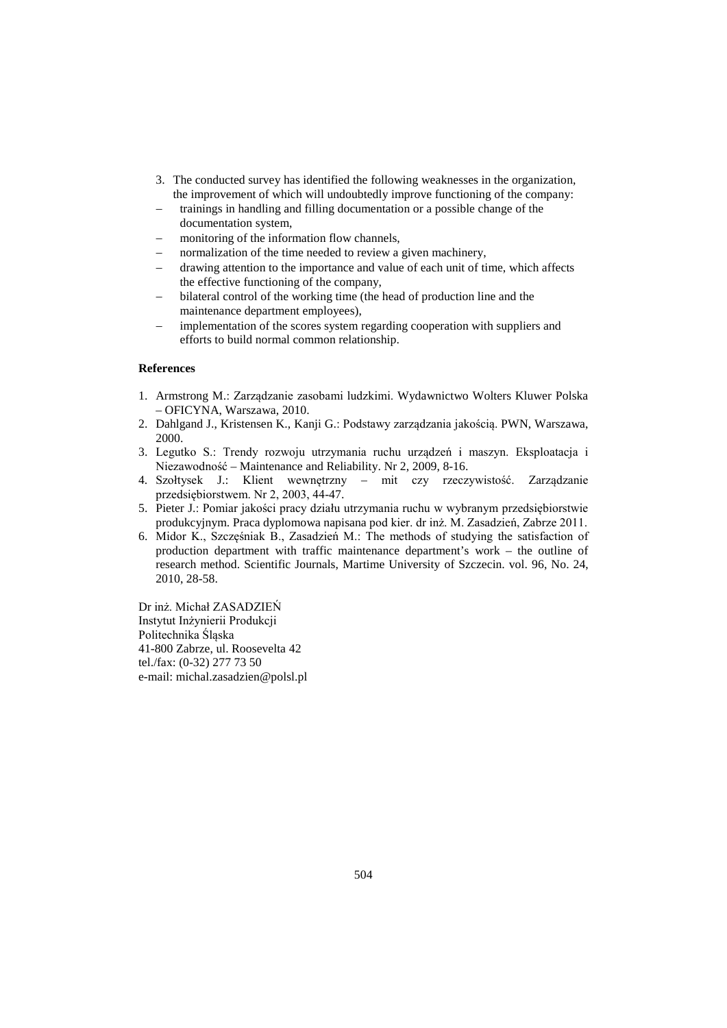3. The conducted survey has identified the following weaknesses in the organization, the improvement of which will undoubtedly improve functioning of the company:
   - trainings in handling and filling documentation or a possible change of the documentation system,
   - monitoring of the information flow channels,
   - normalization of the time needed to review a given machinery,
   - drawing attention to the importance and value of each unit of time, which affects the effective functioning of the company,
   - bilateral control of the working time (the head of production line and the maintenance department employees),
   - implementation of the scores system regarding cooperation with suppliers and efforts to build normal common relationship.

**References**

1. Armstrong M.: Zarządzanie zasobami ludzkimi. Wydawnictwo Wolters Kluwer Polska – OFICYNA, Warszawa, 2010.
2. Dahlgand J., Kristensen K., Kanji G.: Podstawy zarządzania jakością. PWN, Warszawa, 2000.
3. Legutko S.: Trendy rozwoju utrzymania ruchu urządzeń i maszyn. Eksploatacja i Niezawodność – Maintenance and Reliability. Nr 2, 2009, 8-16.
4. Szołtysek J.: Klient wewnętrzny – mit czy rzeczywistość. Zarządzanie przedsiębiorstwem. Nr 2, 2003, 44-47.
5. Pieter J.: Pomiar jakości pracy działu utrzymania ruchu w wybranym przedsiębiorstwie produkcyjnym. Praca dyplomowa napisana pod kier. dr inż. M. Zasadzień, Zabrze 2011.
6. Midor K., Szczęśniak B., Zasadzień M.: The methods of studying the satisfaction of production department with traffic maintenance department's work – the outline of research method. Scientific Journals, Martime University of Szczecin. vol. 96, No. 24, 2010, 28-58.

Dr inż. Michał ZASADZIEŃ
Instytut Inżynierii Produkcji
Politechnika Śląska
41-800 Zabrze, ul. Roosevelta 42
tel./fax: (0-32) 277 73 50
e-mail: michal.zasadzien@polsl.pl